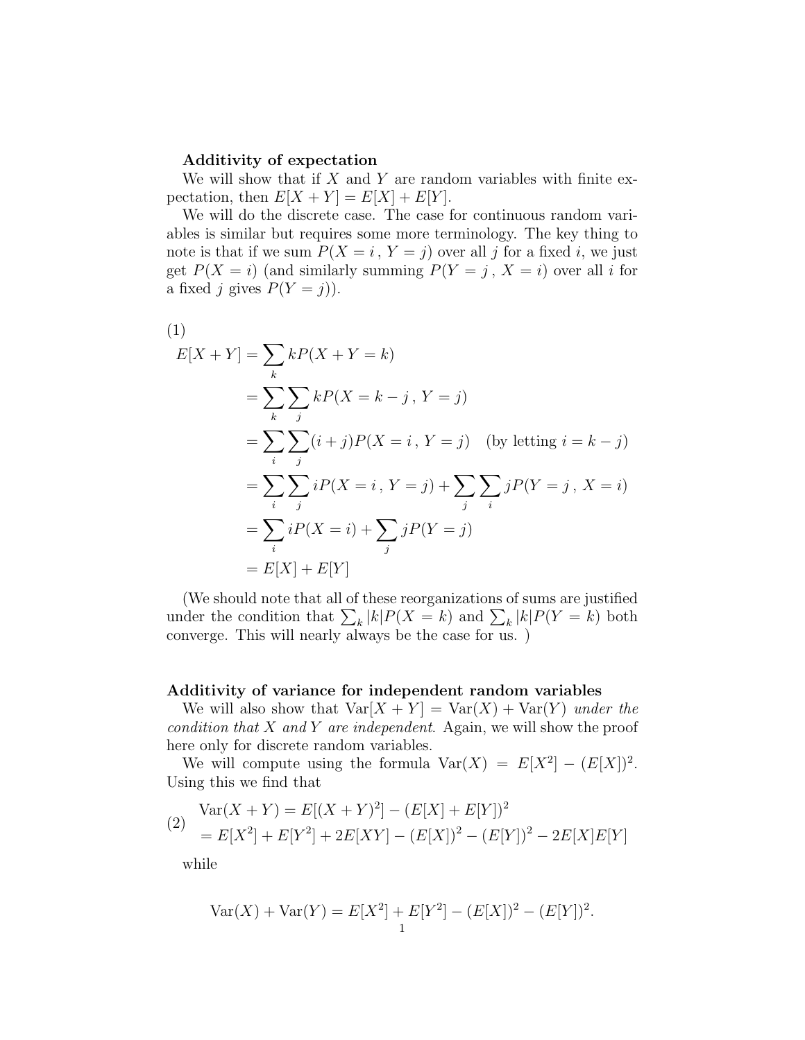**Additivity of expectation**

We will show that if $X$ and $Y$ are random variables with finite expectation, then $E[X+Y] = E[X] + E[Y]$.

We will do the discrete case. The case for continuous random variables is similar but requires some more terminology. The key thing to note is that if we sum $P(X=i\,,\,Y=j)$ over all $j$ for a fixed $i$, we just get $P(X=i)$ (and similarly summing $P(Y=j\,,\,X=i)$ over all $i$ for a fixed $j$ gives $P(Y=j)$).

(1)
$$
\begin{aligned}
E[X+Y] &= \sum_k kP(X+Y=k) \\
&= \sum_k \sum_j kP(X=k-j\,,\,Y=j) \\
&= \sum_i \sum_j (i+j)P(X=i\,,\,Y=j) \quad \text{(by letting } i=k-j\text{)} \\
&= \sum_i \sum_j iP(X=i\,,\,Y=j) + \sum_j \sum_i jP(Y=j\,,\,X=i) \\
&= \sum_i iP(X=i) + \sum_j jP(Y=j) \\
&= E[X] + E[Y]
\end{aligned}
$$

(We should note that all of these reorganizations of sums are justified under the condition that $\sum_k |k|P(X=k)$ and $\sum_k |k|P(Y=k)$ both converge. This will nearly always be the case for us. )

**Additivity of variance for independent random variables**

We will also show that $\text{Var}[X+Y] = \text{Var}(X) + \text{Var}(Y)$ *under the condition that* $X$ *and* $Y$ *are independent*. Again, we will show the proof here only for discrete random variables.

We will compute using the formula $\text{Var}(X) = E[X^2] - (E[X])^2$. Using this we find that

$$
\begin{aligned}
&\text{Var}(X+Y) = E[(X+Y)^2] - (E[X]+E[Y])^2 \\
&= E[X^2] + E[Y^2] + 2E[XY] - (E[X])^2 - (E[Y])^2 - 2E[X]E[Y]
\end{aligned}
\tag{2}
$$

while

$$
\text{Var}(X) + \text{Var}(Y) = E[X^2] + E[Y^2] - (E[X])^2 - (E[Y])^2.
$$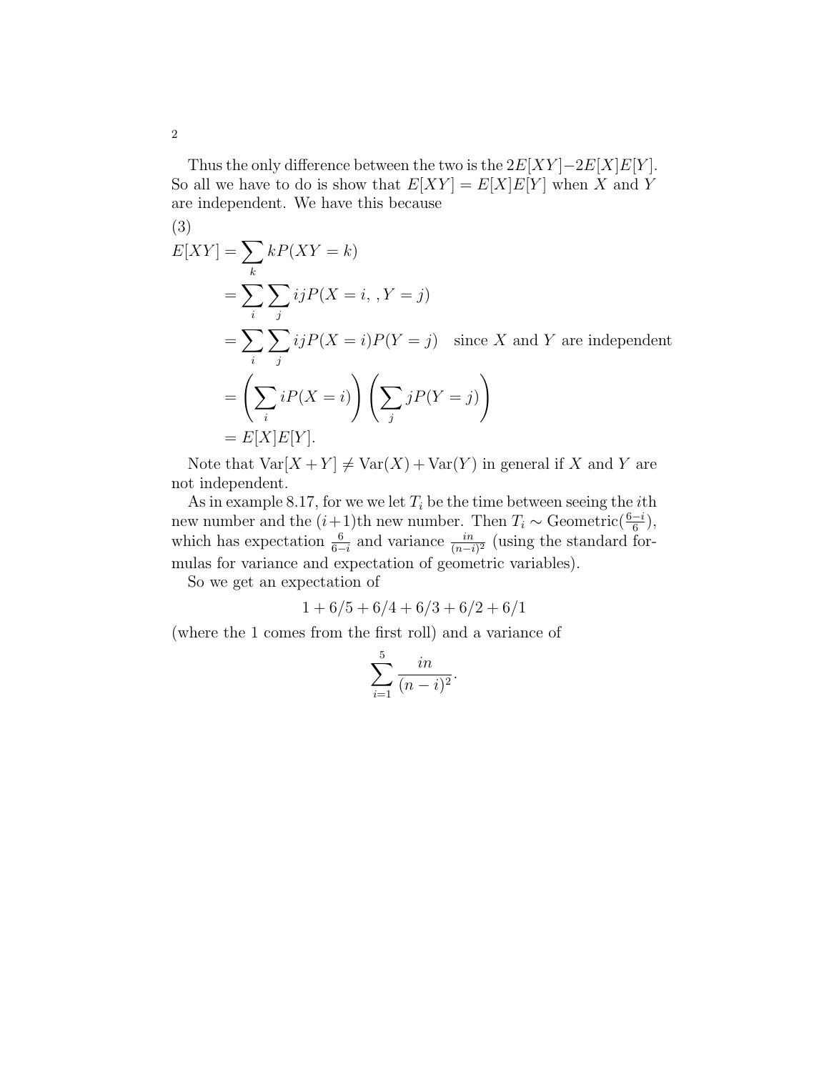Thus the only difference between the two is the $2E[XY] - 2E[X]E[Y]$. So all we have to do is show that $E[XY] = E[X]E[Y]$ when $X$ and $Y$ are independent. We have this because

(3)

$$
\begin{aligned}
E[XY] &= \sum_k kP(XY = k) \\
&= \sum_i \sum_j ijP(X = i, , Y = j) \\
&= \sum_i \sum_j ijP(X = i)P(Y = j) \quad \text{since } X \text{ and } Y \text{ are independent} \\
&= \left( \sum_i iP(X = i) \right) \left( \sum_j jP(Y = j) \right) \\
&= E[X]E[Y].
\end{aligned}
$$

Note that $\mathrm{Var}[X + Y] \neq \mathrm{Var}(X) + \mathrm{Var}(Y)$ in general if $X$ and $Y$ are not independent.

As in example 8.17, for we we let $T_i$ be the time between seeing the $i$th new number and the $(i+1)$th new number. Then $T_i \sim \text{Geometric}(\frac{6-i}{6})$, which has expectation $\frac{6}{6-i}$ and variance $\frac{in}{(n-i)^2}$ (using the standard formulas for variance and expectation of geometric variables).

So we get an expectation of

$$1 + 6/5 + 6/4 + 6/3 + 6/2 + 6/1$$

(where the 1 comes from the first roll) and a variance of

$$\sum_{i=1}^{5} \frac{in}{(n-i)^2}.$$